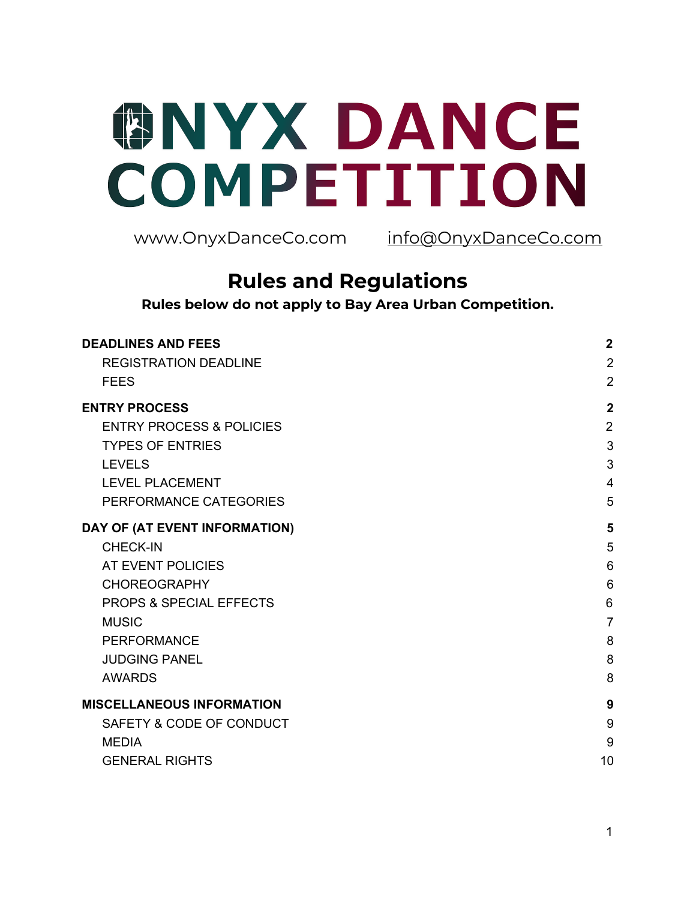# ONYX DANCE COMPETITION

www.OnyxDanceCo.com      info@OnyxDanceCo.com

## Rules and Regulations

**Rules below do not apply to Bay Area Urban Competition.**

| | |
|---|---|
| **DEADLINES AND FEES** | **2** |
| REGISTRATION DEADLINE | 2 |
| FEES | 2 |
| **ENTRY PROCESS** | **2** |
| ENTRY PROCESS & POLICIES | 2 |
| TYPES OF ENTRIES | 3 |
| LEVELS | 3 |
| LEVEL PLACEMENT | 4 |
| PERFORMANCE CATEGORIES | 5 |
| **DAY OF (AT EVENT INFORMATION)** | **5** |
| CHECK-IN | 5 |
| AT EVENT POLICIES | 6 |
| CHOREOGRAPHY | 6 |
| PROPS & SPECIAL EFFECTS | 6 |
| MUSIC | 7 |
| PERFORMANCE | 8 |
| JUDGING PANEL | 8 |
| AWARDS | 8 |
| **MISCELLANEOUS INFORMATION** | **9** |
| SAFETY & CODE OF CONDUCT | 9 |
| MEDIA | 9 |
| GENERAL RIGHTS | 10 |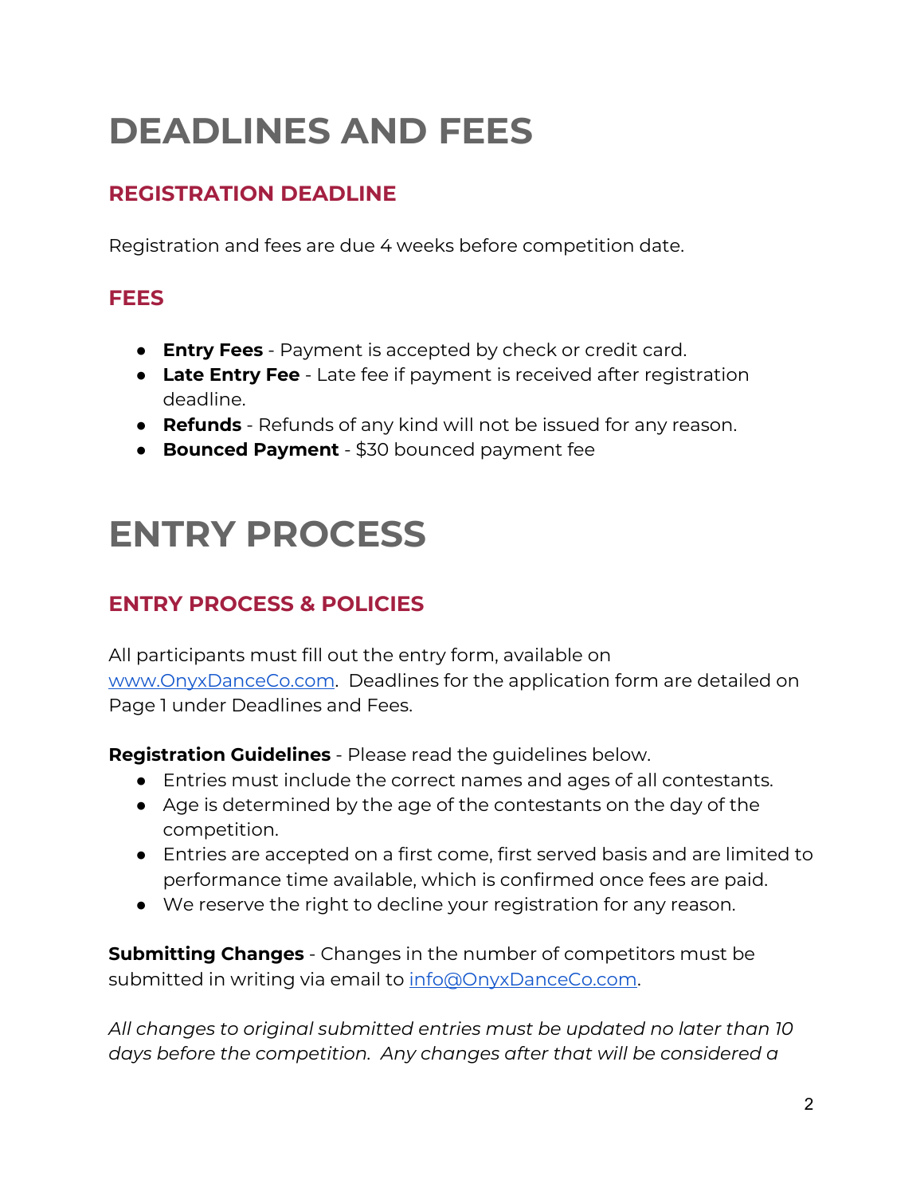# DEADLINES AND FEES

## REGISTRATION DEADLINE

Registration and fees are due 4 weeks before competition date.

## FEES

- **Entry Fees** - Payment is accepted by check or credit card.
- **Late Entry Fee** - Late fee if payment is received after registration deadline.
- **Refunds** - Refunds of any kind will not be issued for any reason.
- **Bounced Payment** - $30 bounced payment fee

# ENTRY PROCESS

## ENTRY PROCESS & POLICIES

All participants must fill out the entry form, available on [www.OnyxDanceCo.com](http://www.OnyxDanceCo.com). Deadlines for the application form are detailed on Page 1 under Deadlines and Fees.

**Registration Guidelines** - Please read the guidelines below.

- Entries must include the correct names and ages of all contestants.
- Age is determined by the age of the contestants on the day of the competition.
- Entries are accepted on a first come, first served basis and are limited to performance time available, which is confirmed once fees are paid.
- We reserve the right to decline your registration for any reason.

**Submitting Changes** - Changes in the number of competitors must be submitted in writing via email to [info@OnyxDanceCo.com](mailto:info@OnyxDanceCo.com).

*All changes to original submitted entries must be updated no later than 10 days before the competition. Any changes after that will be considered a*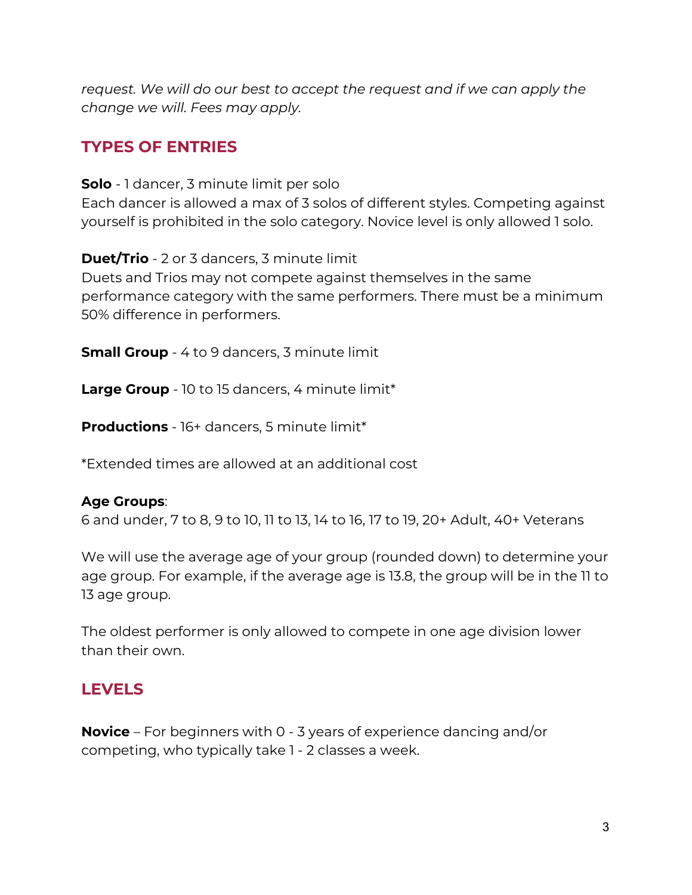*request. We will do our best to accept the request and if we can apply the change we will. Fees may apply.*

## TYPES OF ENTRIES

**Solo** - 1 dancer, 3 minute limit per solo
Each dancer is allowed a max of 3 solos of different styles. Competing against yourself is prohibited in the solo category. Novice level is only allowed 1 solo.

**Duet/Trio** - 2 or 3 dancers, 3 minute limit
Duets and Trios may not compete against themselves in the same performance category with the same performers. There must be a minimum 50% difference in performers.

**Small Group** - 4 to 9 dancers, 3 minute limit

**Large Group** - 10 to 15 dancers, 4 minute limit*

**Productions** - 16+ dancers, 5 minute limit*

*Extended times are allowed at an additional cost

**Age Groups**:
6 and under, 7 to 8, 9 to 10, 11 to 13, 14 to 16, 17 to 19, 20+ Adult, 40+ Veterans

We will use the average age of your group (rounded down) to determine your age group. For example, if the average age is 13.8, the group will be in the 11 to 13 age group.

The oldest performer is only allowed to compete in one age division lower than their own.

## LEVELS

**Novice** – For beginners with 0 - 3 years of experience dancing and/or competing, who typically take 1 - 2 classes a week.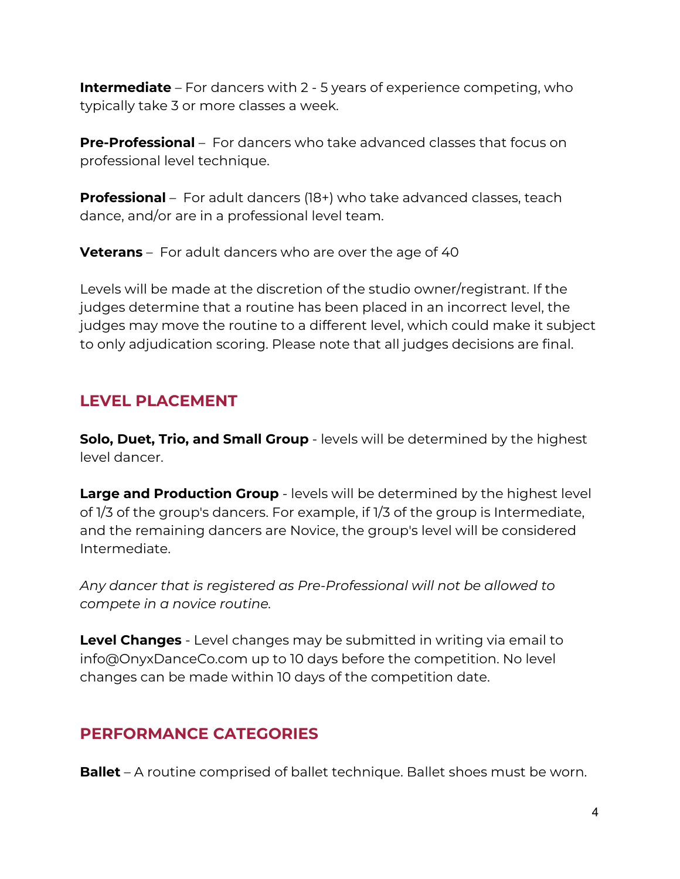**Intermediate** – For dancers with 2 - 5 years of experience competing, who typically take 3 or more classes a week.

**Pre-Professional** – For dancers who take advanced classes that focus on professional level technique.

**Professional** – For adult dancers (18+) who take advanced classes, teach dance, and/or are in a professional level team.

**Veterans** – For adult dancers who are over the age of 40

Levels will be made at the discretion of the studio owner/registrant. If the judges determine that a routine has been placed in an incorrect level, the judges may move the routine to a different level, which could make it subject to only adjudication scoring. Please note that all judges decisions are final.

## LEVEL PLACEMENT

**Solo, Duet, Trio, and Small Group** - levels will be determined by the highest level dancer.

**Large and Production Group** - levels will be determined by the highest level of 1/3 of the group's dancers. For example, if 1/3 of the group is Intermediate, and the remaining dancers are Novice, the group's level will be considered Intermediate.

*Any dancer that is registered as Pre-Professional will not be allowed to compete in a novice routine.*

**Level Changes** - Level changes may be submitted in writing via email to info@OnyxDanceCo.com up to 10 days before the competition. No level changes can be made within 10 days of the competition date.

## PERFORMANCE CATEGORIES

**Ballet** – A routine comprised of ballet technique. Ballet shoes must be worn.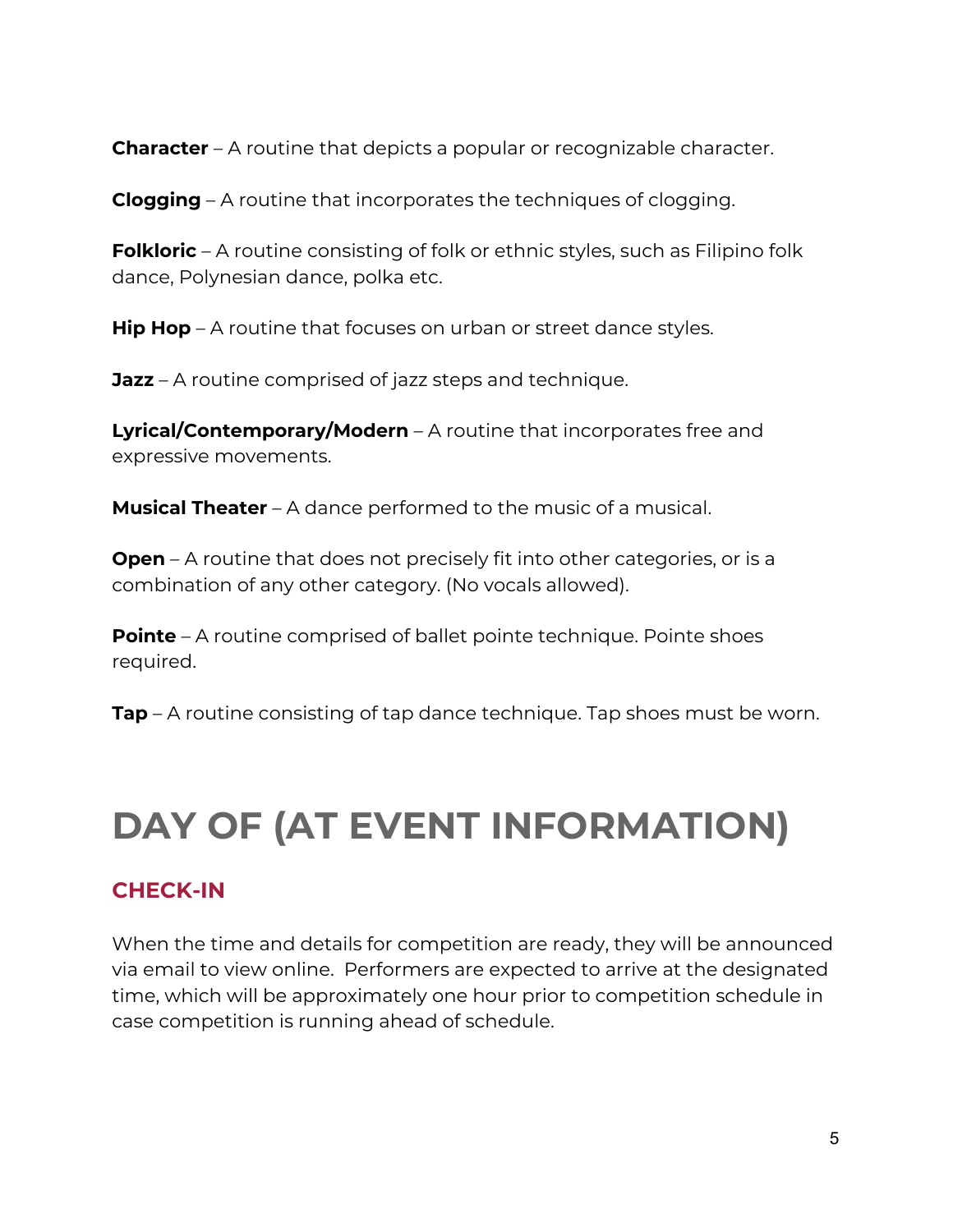**Character** – A routine that depicts a popular or recognizable character.

**Clogging** – A routine that incorporates the techniques of clogging.

**Folkloric** – A routine consisting of folk or ethnic styles, such as Filipino folk dance, Polynesian dance, polka etc.

**Hip Hop** – A routine that focuses on urban or street dance styles.

**Jazz** – A routine comprised of jazz steps and technique.

**Lyrical/Contemporary/Modern** – A routine that incorporates free and expressive movements.

**Musical Theater** – A dance performed to the music of a musical.

**Open** – A routine that does not precisely fit into other categories, or is a combination of any other category. (No vocals allowed).

**Pointe** – A routine comprised of ballet pointe technique. Pointe shoes required.

**Tap** – A routine consisting of tap dance technique. Tap shoes must be worn.

# DAY OF (AT EVENT INFORMATION)

## CHECK-IN

When the time and details for competition are ready, they will be announced via email to view online. Performers are expected to arrive at the designated time, which will be approximately one hour prior to competition schedule in case competition is running ahead of schedule.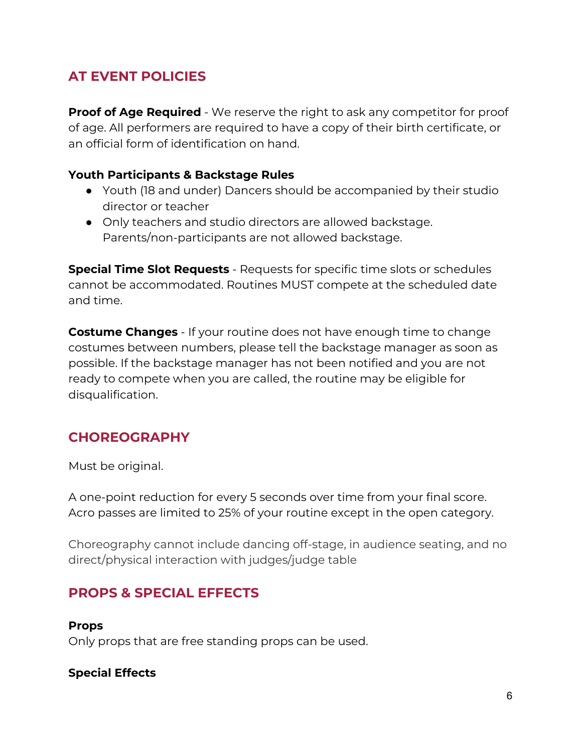## AT EVENT POLICIES

**Proof of Age Required** - We reserve the right to ask any competitor for proof of age. All performers are required to have a copy of their birth certificate, or an official form of identification on hand.

**Youth Participants & Backstage Rules**

- Youth (18 and under) Dancers should be accompanied by their studio director or teacher
- Only teachers and studio directors are allowed backstage. Parents/non-participants are not allowed backstage.

**Special Time Slot Requests** - Requests for specific time slots or schedules cannot be accommodated. Routines MUST compete at the scheduled date and time.

**Costume Changes** - If your routine does not have enough time to change costumes between numbers, please tell the backstage manager as soon as possible. If the backstage manager has not been notified and you are not ready to compete when you are called, the routine may be eligible for disqualification.

## CHOREOGRAPHY

Must be original.

A one-point reduction for every 5 seconds over time from your final score. Acro passes are limited to 25% of your routine except in the open category.

Choreography cannot include dancing off-stage, in audience seating, and no direct/physical interaction with judges/judge table

## PROPS & SPECIAL EFFECTS

**Props**

Only props that are free standing props can be used.

**Special Effects**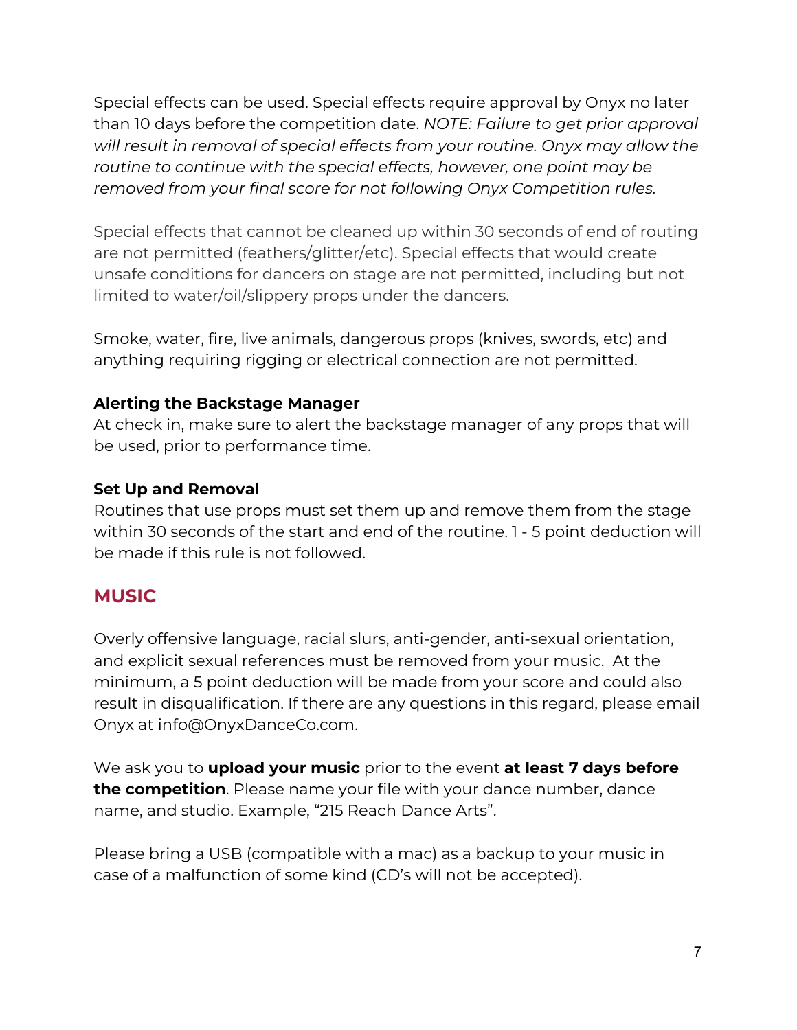Special effects can be used. Special effects require approval by Onyx no later than 10 days before the competition date. *NOTE: Failure to get prior approval will result in removal of special effects from your routine. Onyx may allow the routine to continue with the special effects, however, one point may be removed from your final score for not following Onyx Competition rules.*

Special effects that cannot be cleaned up within 30 seconds of end of routing are not permitted (feathers/glitter/etc). Special effects that would create unsafe conditions for dancers on stage are not permitted, including but not limited to water/oil/slippery props under the dancers.

Smoke, water, fire, live animals, dangerous props (knives, swords, etc) and anything requiring rigging or electrical connection are not permitted.

**Alerting the Backstage Manager**
At check in, make sure to alert the backstage manager of any props that will be used, prior to performance time.

**Set Up and Removal**
Routines that use props must set them up and remove them from the stage within 30 seconds of the start and end of the routine. 1 - 5 point deduction will be made if this rule is not followed.

## MUSIC

Overly offensive language, racial slurs, anti-gender, anti-sexual orientation, and explicit sexual references must be removed from your music. At the minimum, a 5 point deduction will be made from your score and could also result in disqualification. If there are any questions in this regard, please email Onyx at info@OnyxDanceCo.com.

We ask you to **upload your music** prior to the event **at least 7 days before the competition**. Please name your file with your dance number, dance name, and studio. Example, "215 Reach Dance Arts".

Please bring a USB (compatible with a mac) as a backup to your music in case of a malfunction of some kind (CD's will not be accepted).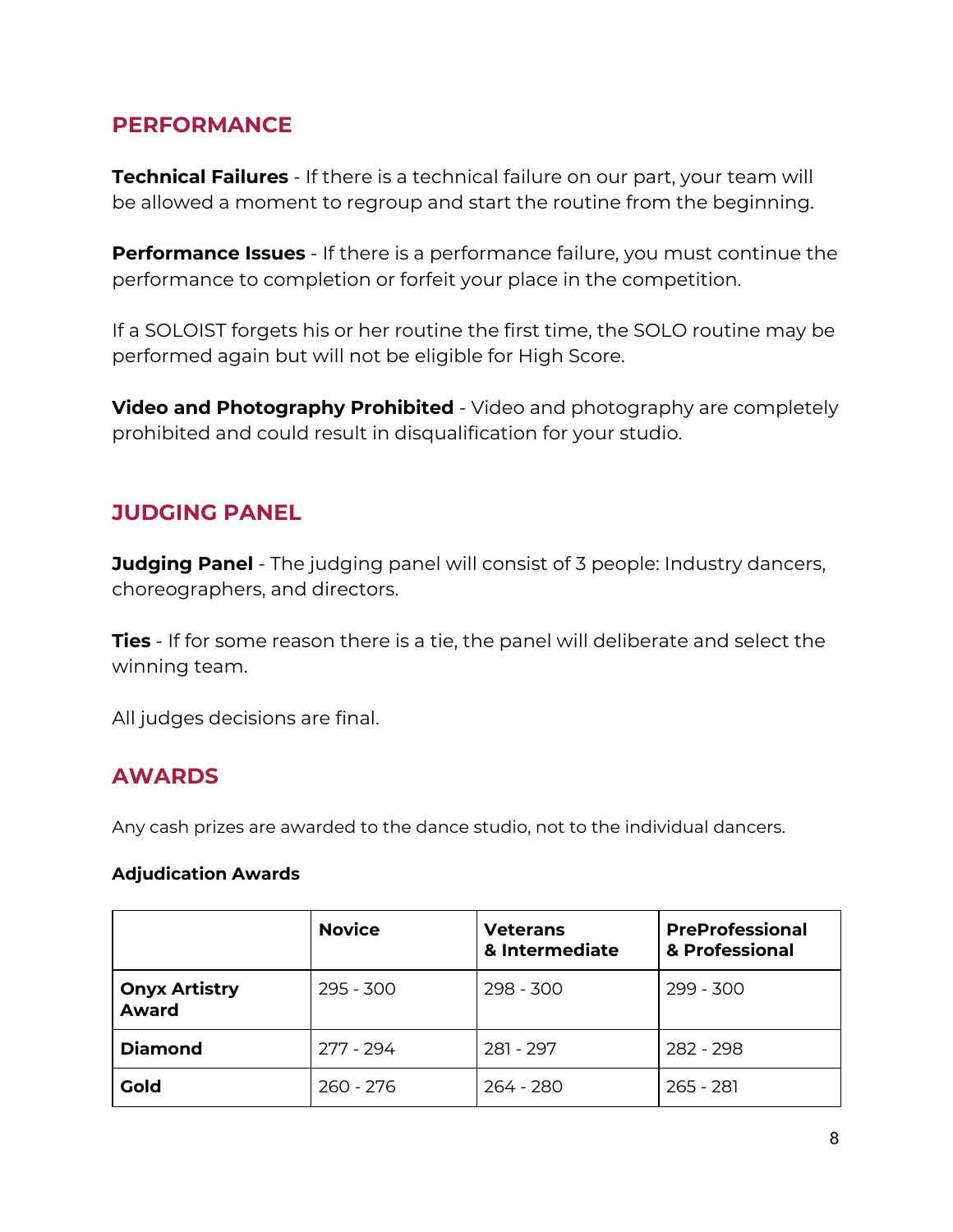## PERFORMANCE

**Technical Failures** - If there is a technical failure on our part, your team will be allowed a moment to regroup and start the routine from the beginning.

**Performance Issues** - If there is a performance failure, you must continue the performance to completion or forfeit your place in the competition.

If a SOLOIST forgets his or her routine the first time, the SOLO routine may be performed again but will not be eligible for High Score.

**Video and Photography Prohibited** - Video and photography are completely prohibited and could result in disqualification for your studio.

## JUDGING PANEL

**Judging Panel** - The judging panel will consist of 3 people: Industry dancers, choreographers, and directors.

**Ties** - If for some reason there is a tie, the panel will deliberate and select the winning team.

All judges decisions are final.

## AWARDS

Any cash prizes are awarded to the dance studio, not to the individual dancers.

**Adjudication Awards**

| | **Novice** | **Veterans & Intermediate** | **PreProfessional & Professional** |
|---|---|---|---|
| **Onyx Artistry Award** | 295 - 300 | 298 - 300 | 299 - 300 |
| **Diamond** | 277 - 294 | 281 - 297 | 282 - 298 |
| **Gold** | 260 - 276 | 264 - 280 | 265 - 281 |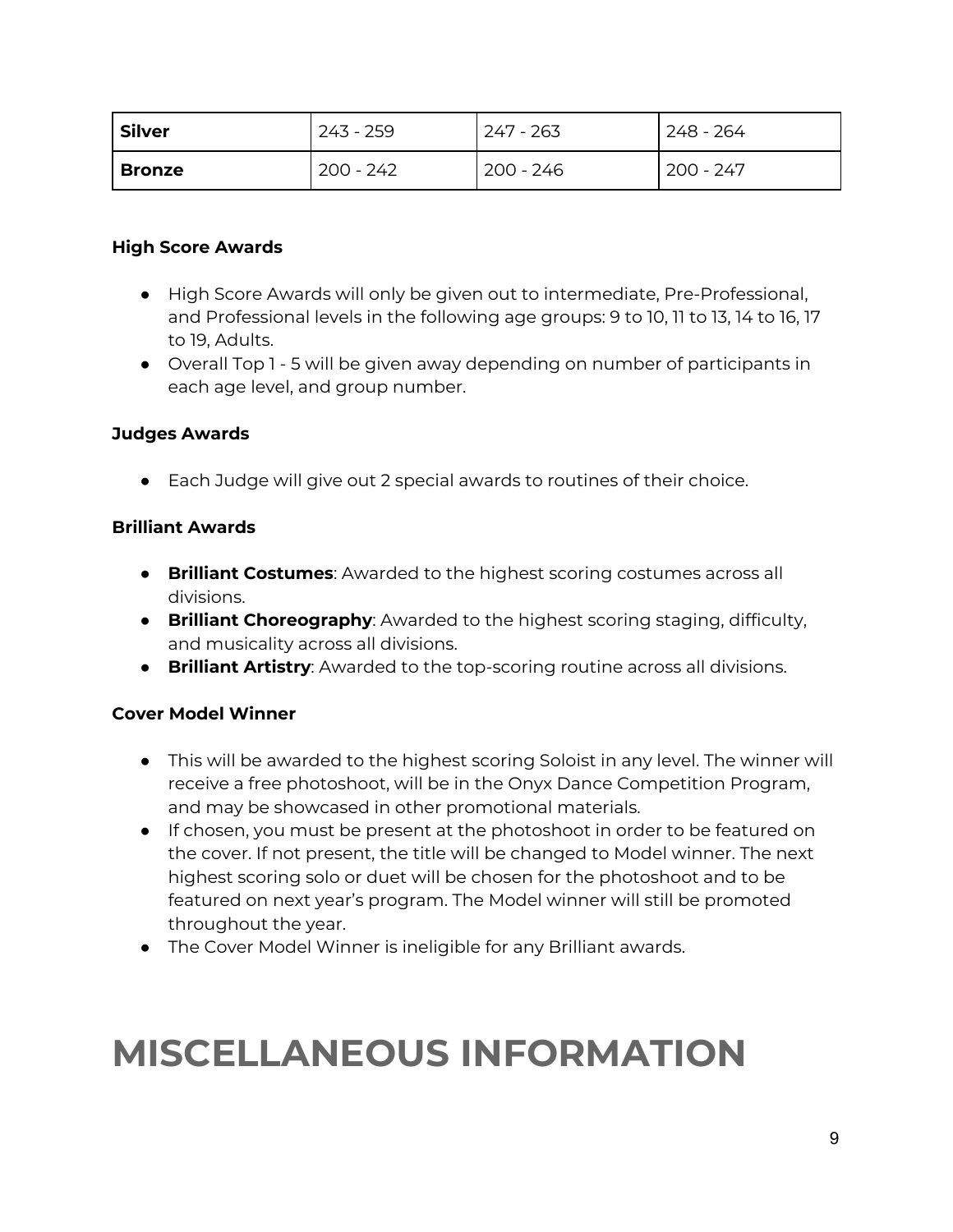| Silver | 243 - 259 | 247 - 263 | 248 - 264 |
|---|---|---|---|
| **Bronze** | 200 - 242 | 200 - 246 | 200 - 247 |

**High Score Awards**

- High Score Awards will only be given out to intermediate, Pre-Professional, and Professional levels in the following age groups: 9 to 10, 11 to 13, 14 to 16, 17 to 19, Adults.
- Overall Top 1 - 5 will be given away depending on number of participants in each age level, and group number.

**Judges Awards**

- Each Judge will give out 2 special awards to routines of their choice.

**Brilliant Awards**

- **Brilliant Costumes**: Awarded to the highest scoring costumes across all divisions.
- **Brilliant Choreography**: Awarded to the highest scoring staging, difficulty, and musicality across all divisions.
- **Brilliant Artistry**: Awarded to the top-scoring routine across all divisions.

**Cover Model Winner**

- This will be awarded to the highest scoring Soloist in any level. The winner will receive a free photoshoot, will be in the Onyx Dance Competition Program, and may be showcased in other promotional materials.
- If chosen, you must be present at the photoshoot in order to be featured on the cover. If not present, the title will be changed to Model winner. The next highest scoring solo or duet will be chosen for the photoshoot and to be featured on next year's program. The Model winner will still be promoted throughout the year.
- The Cover Model Winner is ineligible for any Brilliant awards.

# MISCELLANEOUS INFORMATION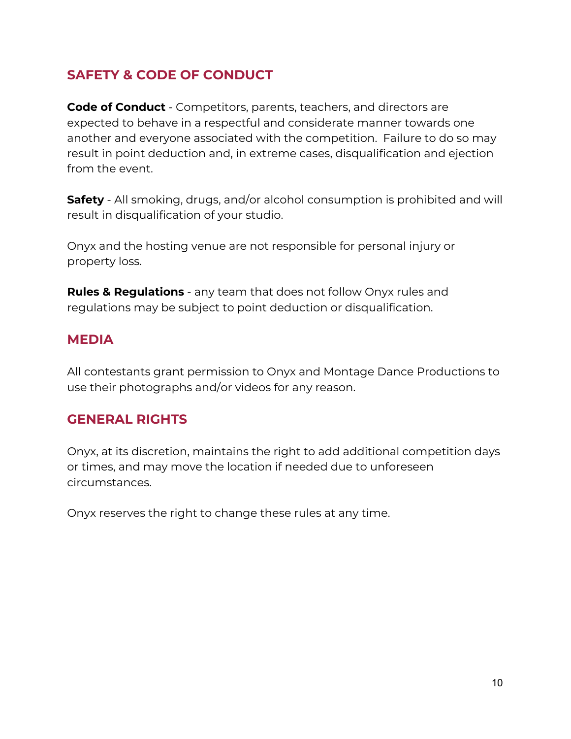## SAFETY & CODE OF CONDUCT

**Code of Conduct** - Competitors, parents, teachers, and directors are expected to behave in a respectful and considerate manner towards one another and everyone associated with the competition. Failure to do so may result in point deduction and, in extreme cases, disqualification and ejection from the event.

**Safety** - All smoking, drugs, and/or alcohol consumption is prohibited and will result in disqualification of your studio.

Onyx and the hosting venue are not responsible for personal injury or property loss.

**Rules & Regulations** - any team that does not follow Onyx rules and regulations may be subject to point deduction or disqualification.

## MEDIA

All contestants grant permission to Onyx and Montage Dance Productions to use their photographs and/or videos for any reason.

## GENERAL RIGHTS

Onyx, at its discretion, maintains the right to add additional competition days or times, and may move the location if needed due to unforeseen circumstances.

Onyx reserves the right to change these rules at any time.